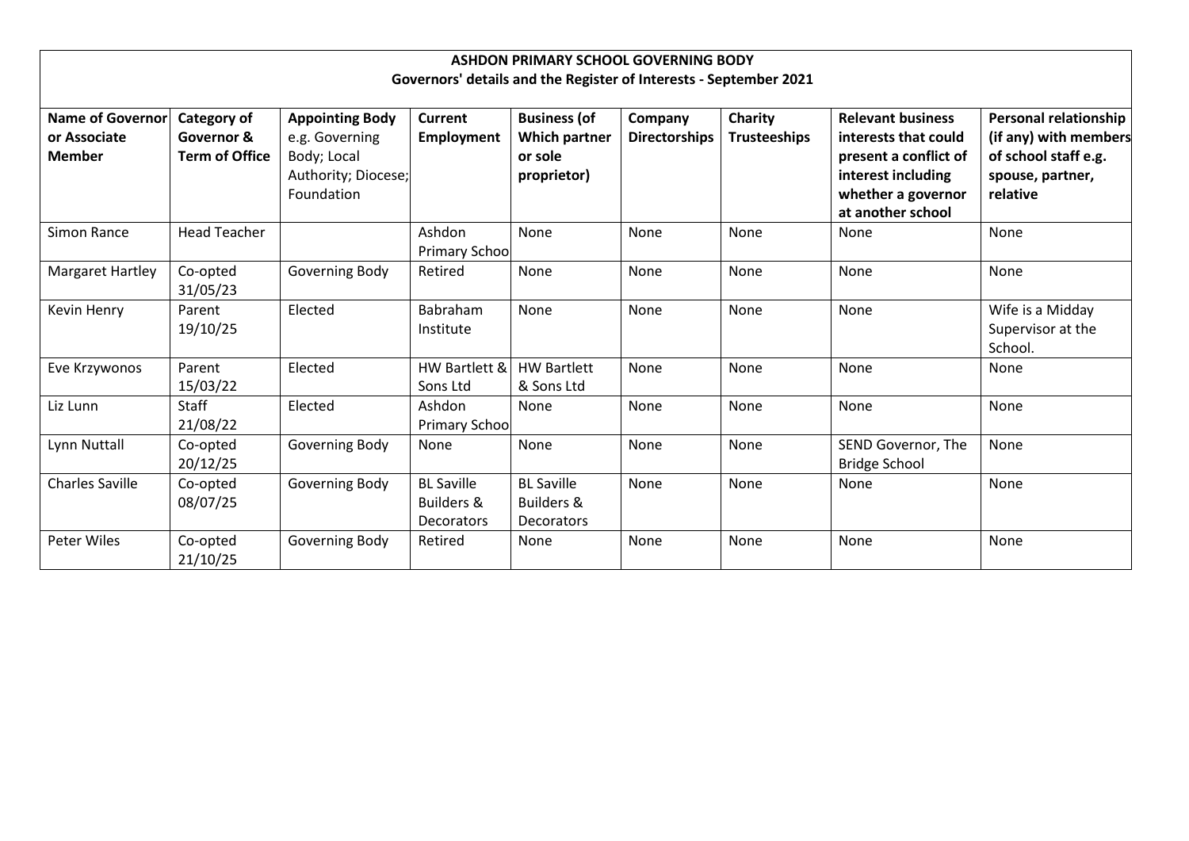# ASHDON PRIMARY SCHOOL GOVERNING BODY

## Governors' details and the Register of Interests - September 2021

| Name of Governor or Associate Member | Category of Governor & Term of Office | Appointing Body e.g. Governing Body; Local Authority; Diocese; Foundation | Current Employment | Business (of Which partner or sole proprietor) | Company Directorships | Charity Trusteeships | Relevant business interests that could present a conflict of interest including whether a governor at another school | Personal relationship (if any) with members of school staff e.g. spouse, partner, relative |
|---|---|---|---|---|---|---|---|---|
| Simon Rance | Head Teacher | | Ashdon Primary Schoo | None | None | None | None | None |
| Margaret Hartley | Co-opted 31/05/23 | Governing Body | Retired | None | None | None | None | None |
| Kevin Henry | Parent 19/10/25 | Elected | Babraham Institute | None | None | None | None | Wife is a Midday Supervisor at the School. |
| Eve Krzywonos | Parent 15/03/22 | Elected | HW Bartlett & Sons Ltd | HW Bartlett & Sons Ltd | None | None | None | None |
| Liz Lunn | Staff 21/08/22 | Elected | Ashdon Primary Schoo | None | None | None | None | None |
| Lynn Nuttall | Co-opted 20/12/25 | Governing Body | None | None | None | None | SEND Governor, The Bridge School | None |
| Charles Saville | Co-opted 08/07/25 | Governing Body | BL Saville Builders & Decorators | BL Saville Builders & Decorators | None | None | None | None |
| Peter Wiles | Co-opted 21/10/25 | Governing Body | Retired | None | None | None | None | None |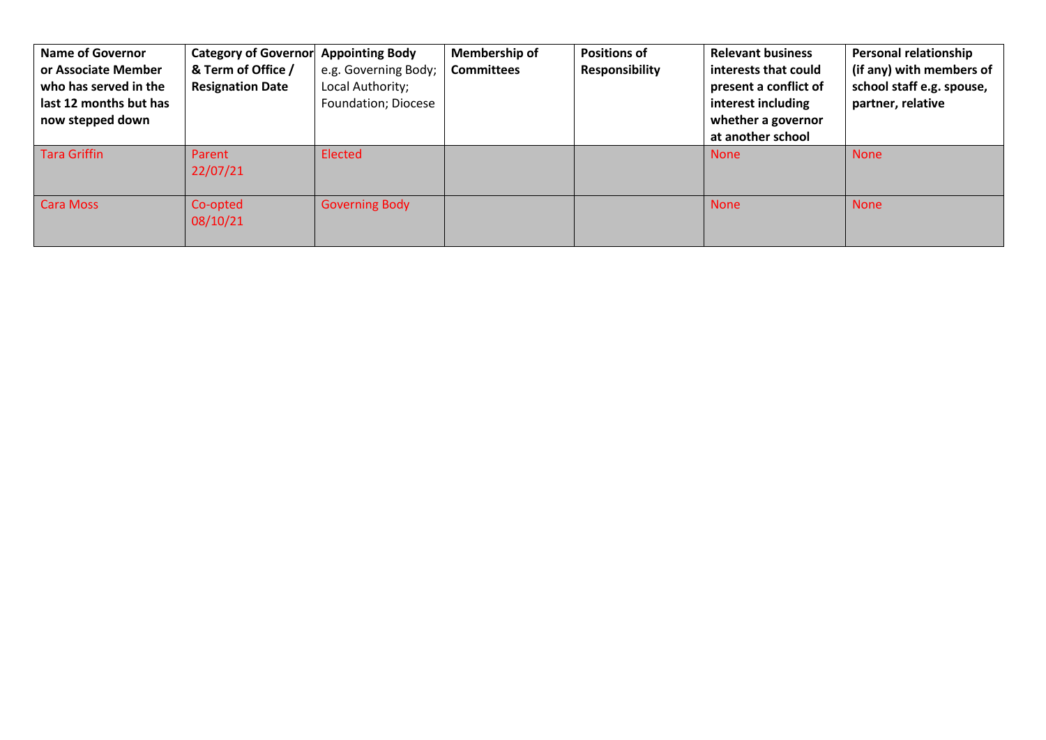| Name of Governor or Associate Member who has served in the last 12 months but has now stepped down | Category of Governor & Term of Office / Resignation Date | Appointing Body e.g. Governing Body; Local Authority; Foundation; Diocese | Membership of Committees | Positions of Responsibility | Relevant business interests that could present a conflict of interest including whether a governor at another school | Personal relationship (if any) with members of school staff e.g. spouse, partner, relative |
|---|---|---|---|---|---|---|
| Tara Griffin | Parent 22/07/21 | Elected | | | None | None |
| Cara Moss | Co-opted 08/10/21 | Governing Body | | | None | None |